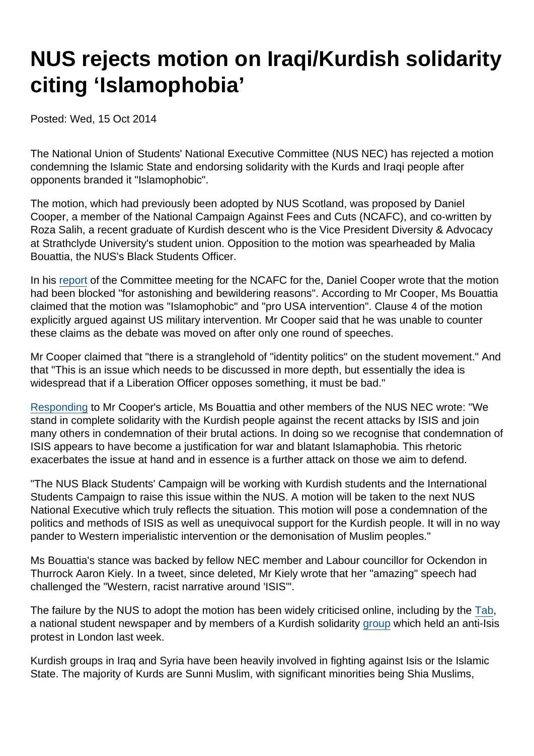# NUS rejects motion on Iraqi/Kurdish solidarity citing 'Islamophobia'

Posted: Wed, 15 Oct 2014

The National Union of Students' National Executive Committee (NUS NEC) has rejected a motion condemning the Islamic State and endorsing solidarity with the Kurds and Iraqi people after opponents branded it "Islamophobic".

The motion, which had previously been adopted by NUS Scotland, was proposed by Daniel Cooper, a member of the National Campaign Against Fees and Cuts (NCAFC), and co-written by Roza Salih, a recent graduate of Kurdish descent who is the Vice President Diversity & Advocacy at Strathclyde University's student union. Opposition to the motion was spearheaded by Malia Bouattia, the NUS's Black Students Officer.

In his report of the Committee meeting for the NCAFC for the, Daniel Cooper wrote that the motion had been blocked "for astonishing and bewildering reasons". According to Mr Cooper, Ms Bouattia claimed that the motion was "Islamophobic" and "pro USA intervention". Clause 4 of the motion explicitly argued against US military intervention. Mr Cooper said that he was unable to counter these claims as the debate was moved on after only one round of speeches.

Mr Cooper claimed that "there is a stranglehold of "identity politics" on the student movement." And that "This is an issue which needs to be discussed in more depth, but essentially the idea is widespread that if a Liberation Officer opposes something, it must be bad."

Responding to Mr Cooper's article, Ms Bouattia and other members of the NUS NEC wrote: "We stand in complete solidarity with the Kurdish people against the recent attacks by ISIS and join many others in condemnation of their brutal actions. In doing so we recognise that condemnation of ISIS appears to have become a justification for war and blatant Islamaphobia. This rhetoric exacerbates the issue at hand and in essence is a further attack on those we aim to defend.

"The NUS Black Students' Campaign will be working with Kurdish students and the International Students Campaign to raise this issue within the NUS. A motion will be taken to the next NUS National Executive which truly reflects the situation. This motion will pose a condemnation of the politics and methods of ISIS as well as unequivocal support for the Kurdish people. It will in no way pander to Western imperialistic intervention or the demonisation of Muslim peoples."

Ms Bouattia's stance was backed by fellow NEC member and Labour councillor for Ockendon in Thurrock Aaron Kiely. In a tweet, since deleted, Mr Kiely wrote that her "amazing" speech had challenged the "Western, racist narrative around 'ISIS'".

The failure by the NUS to adopt the motion has been widely criticised online, including by the Tab, a national student newspaper and by members of a Kurdish solidarity group which held an anti-Isis protest in London last week.

Kurdish groups in Iraq and Syria have been heavily involved in fighting against Isis or the Islamic State. The majority of Kurds are Sunni Muslim, with significant minorities being Shia Muslims,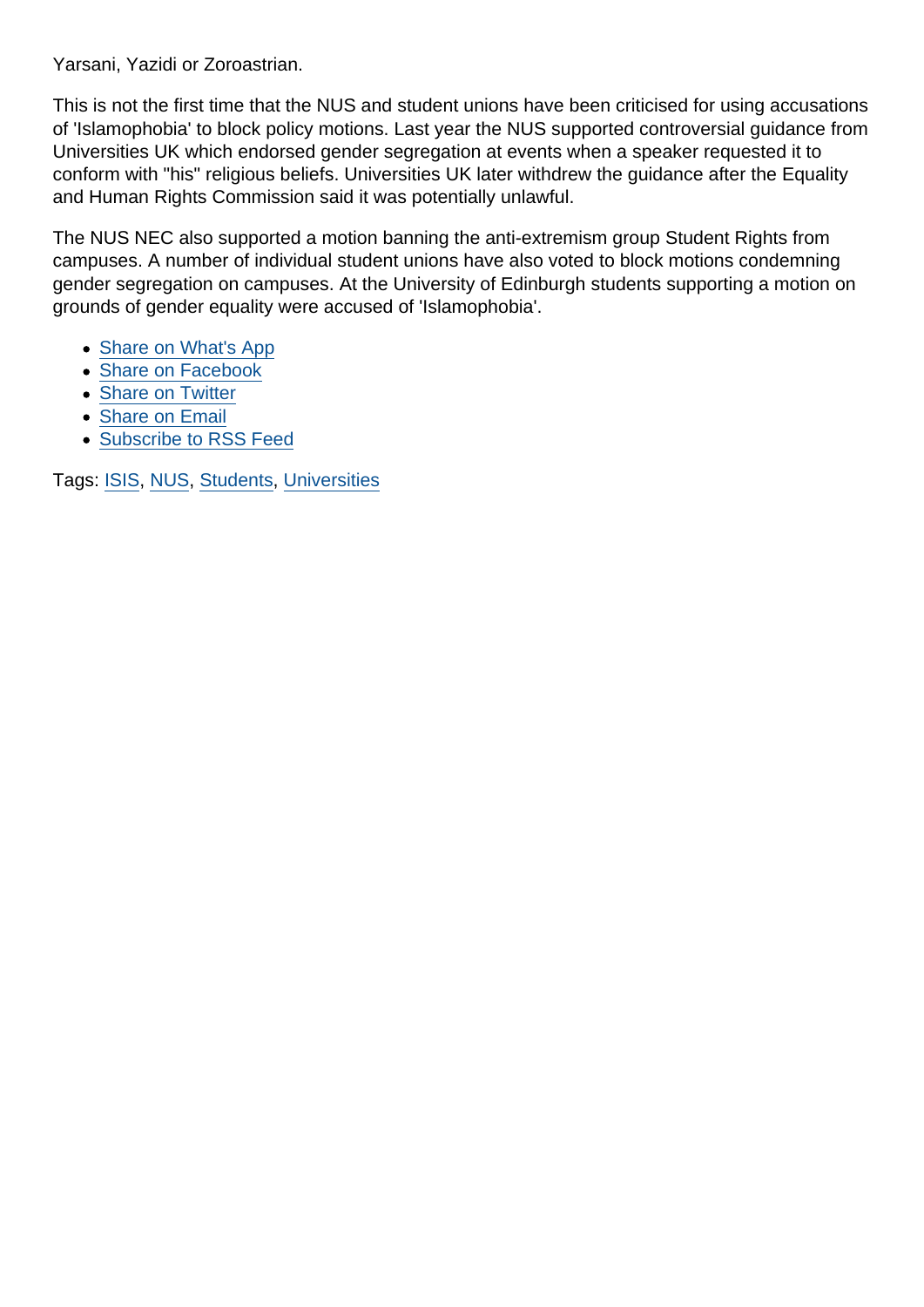Yarsani, Yazidi or Zoroastrian.

This is not the first time that the NUS and student unions have been criticised for using accusations of 'Islamophobia' to block policy motions. Last year the NUS supported controversial guidance from Universities UK which endorsed gender segregation at events when a speaker requested it to conform with "his" religious beliefs. Universities UK later withdrew the guidance after the Equality and Human Rights Commission said it was potentially unlawful.

The NUS NEC also supported a motion banning the anti-extremism group Student Rights from campuses. A number of individual student unions have also voted to block motions condemning gender segregation on campuses. At the University of Edinburgh students supporting a motion on grounds of gender equality were accused of 'Islamophobia'.

- Share on What's App
- Share on Facebook
- Share on Twitter
- Share on Email
- Subscribe to RSS Feed

Tags: ISIS, NUS, Students, Universities